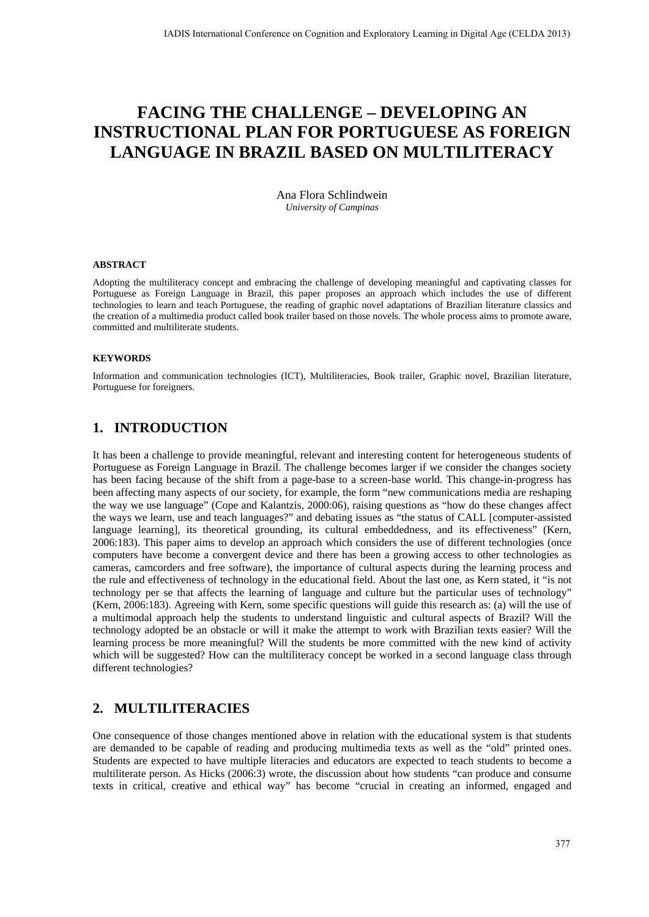# FACING THE CHALLENGE – DEVELOPING AN INSTRUCTIONAL PLAN FOR PORTUGUESE AS FOREIGN LANGUAGE IN BRAZIL BASED ON MULTILITERACY

Ana Flora Schlindwein
*University of Campinas*

#### ABSTRACT

Adopting the multiliteracy concept and embracing the challenge of developing meaningful and captivating classes for Portuguese as Foreign Language in Brazil, this paper proposes an approach which includes the use of different technologies to learn and teach Portuguese, the reading of graphic novel adaptations of Brazilian literature classics and the creation of a multimedia product called book trailer based on those novels. The whole process aims to promote aware, committed and multiliterate students.

#### KEYWORDS

Information and communication technologies (ICT), Multiliteracies, Book trailer, Graphic novel, Brazilian literature, Portuguese for foreigners.

## 1. INTRODUCTION

It has been a challenge to provide meaningful, relevant and interesting content for heterogeneous students of Portuguese as Foreign Language in Brazil. The challenge becomes larger if we consider the changes society has been facing because of the shift from a page-base to a screen-base world. This change-in-progress has been affecting many aspects of our society, for example, the form "new communications media are reshaping the way we use language" (Cope and Kalantzis, 2000:06), raising questions as "how do these changes affect the ways we learn, use and teach languages?" and debating issues as "the status of CALL [computer-assisted language learning], its theoretical grounding, its cultural embeddedness, and its effectiveness" (Kern, 2006:183). This paper aims to develop an approach which considers the use of different technologies (once computers have become a convergent device and there has been a growing access to other technologies as cameras, camcorders and free software), the importance of cultural aspects during the learning process and the rule and effectiveness of technology in the educational field. About the last one, as Kern stated, it "is not technology per se that affects the learning of language and culture but the particular uses of technology" (Kern, 2006:183). Agreeing with Kern, some specific questions will guide this research as: (a) will the use of a multimodal approach help the students to understand linguistic and cultural aspects of Brazil? Will the technology adopted be an obstacle or will it make the attempt to work with Brazilian texts easier? Will the learning process be more meaningful? Will the students be more committed with the new kind of activity which will be suggested? How can the multiliteracy concept be worked in a second language class through different technologies?

## 2. MULTILITERACIES

One consequence of those changes mentioned above in relation with the educational system is that students are demanded to be capable of reading and producing multimedia texts as well as the "old" printed ones. Students are expected to have multiple literacies and educators are expected to teach students to become a multiliterate person. As Hicks (2006:3) wrote, the discussion about how students "can produce and consume texts in critical, creative and ethical way" has become "crucial in creating an informed, engaged and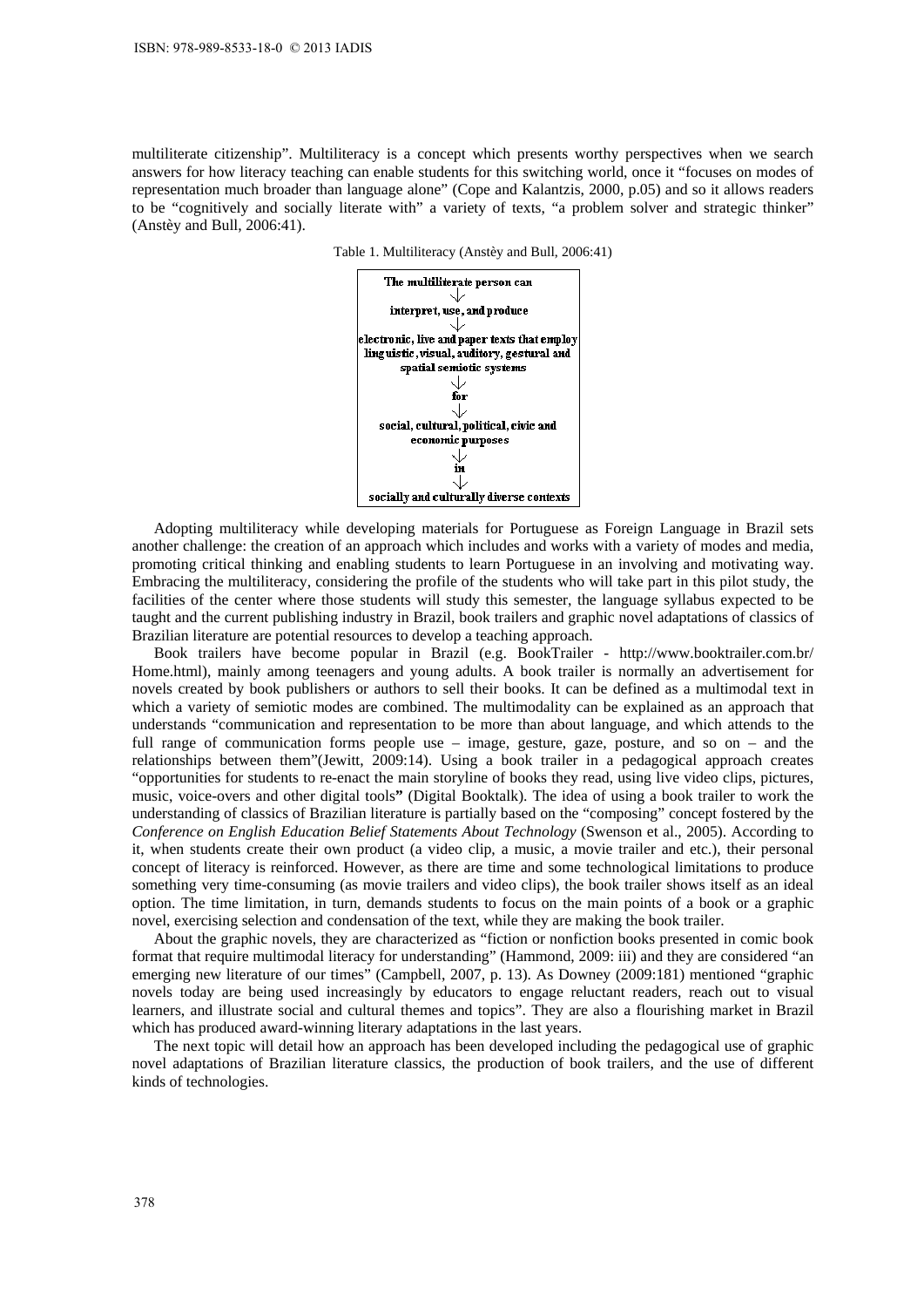multiliterate citizenship". Multiliteracy is a concept which presents worthy perspectives when we search answers for how literacy teaching can enable students for this switching world, once it "focuses on modes of representation much broader than language alone" (Cope and Kalantzis, 2000, p.05) and so it allows readers to be "cognitively and socially literate with" a variety of texts, "a problem solver and strategic thinker" (Anstèy and Bull, 2006:41).

Table 1. Multiliteracy (Anstèy and Bull, 2006:41)

| The multiliterate person can |
|---|
| ↓ |
| interpret, use, and produce |
| ↓ |
| electronic, live and paper texts that employ linguistic, visual, auditory, gestural and spatial semiotic systems |
| ↓ |
| for |
| ↓ |
| social, cultural, political, civic and economic purposes |
| ↓ |
| in |
| ↓ |
| socially and culturally diverse contexts |

Adopting multiliteracy while developing materials for Portuguese as Foreign Language in Brazil sets another challenge: the creation of an approach which includes and works with a variety of modes and media, promoting critical thinking and enabling students to learn Portuguese in an involving and motivating way. Embracing the multiliteracy, considering the profile of the students who will take part in this pilot study, the facilities of the center where those students will study this semester, the language syllabus expected to be taught and the current publishing industry in Brazil, book trailers and graphic novel adaptations of classics of Brazilian literature are potential resources to develop a teaching approach.

Book trailers have become popular in Brazil (e.g. BookTrailer - http://www.booktrailer.com.br/Home.html), mainly among teenagers and young adults. A book trailer is normally an advertisement for novels created by book publishers or authors to sell their books. It can be defined as a multimodal text in which a variety of semiotic modes are combined. The multimodality can be explained as an approach that understands "communication and representation to be more than about language, and which attends to the full range of communication forms people use – image, gesture, gaze, posture, and so on – and the relationships between them"(Jewitt, 2009:14). Using a book trailer in a pedagogical approach creates "opportunities for students to re-enact the main storyline of books they read, using live video clips, pictures, music, voice-overs and other digital tools**"** (Digital Booktalk). The idea of using a book trailer to work the understanding of classics of Brazilian literature is partially based on the "composing" concept fostered by the *Conference on English Education Belief Statements About Technology* (Swenson et al., 2005). According to it, when students create their own product (a video clip, a music, a movie trailer and etc.), their personal concept of literacy is reinforced. However, as there are time and some technological limitations to produce something very time-consuming (as movie trailers and video clips), the book trailer shows itself as an ideal option. The time limitation, in turn, demands students to focus on the main points of a book or a graphic novel, exercising selection and condensation of the text, while they are making the book trailer.

About the graphic novels, they are characterized as "fiction or nonfiction books presented in comic book format that require multimodal literacy for understanding" (Hammond, 2009: iii) and they are considered "an emerging new literature of our times" (Campbell, 2007, p. 13). As Downey (2009:181) mentioned "graphic novels today are being used increasingly by educators to engage reluctant readers, reach out to visual learners, and illustrate social and cultural themes and topics". They are also a flourishing market in Brazil which has produced award-winning literary adaptations in the last years.

The next topic will detail how an approach has been developed including the pedagogical use of graphic novel adaptations of Brazilian literature classics, the production of book trailers, and the use of different kinds of technologies.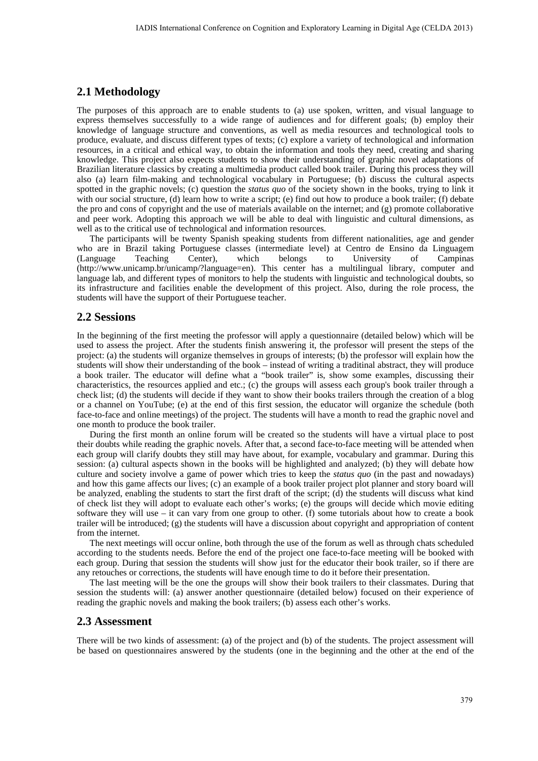## 2.1 Methodology

The purposes of this approach are to enable students to (a) use spoken, written, and visual language to express themselves successfully to a wide range of audiences and for different goals; (b) employ their knowledge of language structure and conventions, as well as media resources and technological tools to produce, evaluate, and discuss different types of texts; (c) explore a variety of technological and information resources, in a critical and ethical way, to obtain the information and tools they need, creating and sharing knowledge. This project also expects students to show their understanding of graphic novel adaptations of Brazilian literature classics by creating a multimedia product called book trailer. During this process they will also (a) learn film-making and technological vocabulary in Portuguese; (b) discuss the cultural aspects spotted in the graphic novels; (c) question the *status quo* of the society shown in the books, trying to link it with our social structure, (d) learn how to write a script; (e) find out how to produce a book trailer; (f) debate the pro and cons of copyright and the use of materials available on the internet; and (g) promote collaborative and peer work. Adopting this approach we will be able to deal with linguistic and cultural dimensions, as well as to the critical use of technological and information resources.

The participants will be twenty Spanish speaking students from different nationalities, age and gender who are in Brazil taking Portuguese classes (intermediate level) at Centro de Ensino da Linguagem (Language Teaching Center), which belongs to University of Campinas (http://www.unicamp.br/unicamp/?language=en). This center has a multilingual library, computer and language lab, and different types of monitors to help the students with linguistic and technological doubts, so its infrastructure and facilities enable the development of this project. Also, during the role process, the students will have the support of their Portuguese teacher.

## 2.2 Sessions

In the beginning of the first meeting the professor will apply a questionnaire (detailed below) which will be used to assess the project. After the students finish answering it, the professor will present the steps of the project: (a) the students will organize themselves in groups of interests; (b) the professor will explain how the students will show their understanding of the book – instead of writing a traditinal abstract, they will produce a book trailer. The educator will define what a "book trailer" is, show some examples, discussing their characteristics, the resources applied and etc.; (c) the groups will assess each group's book trailer through a check list; (d) the students will decide if they want to show their books trailers through the creation of a blog or a channel on YouTube; (e) at the end of this first session, the educator will organize the schedule (both face-to-face and online meetings) of the project. The students will have a month to read the graphic novel and one month to produce the book trailer.

During the first month an online forum will be created so the students will have a virtual place to post their doubts while reading the graphic novels. After that, a second face-to-face meeting will be attended when each group will clarify doubts they still may have about, for example, vocabulary and grammar. During this session: (a) cultural aspects shown in the books will be highlighted and analyzed; (b) they will debate how culture and society involve a game of power which tries to keep the *status quo* (in the past and nowadays) and how this game affects our lives; (c) an example of a book trailer project plot planner and story board will be analyzed, enabling the students to start the first draft of the script; (d) the students will discuss what kind of check list they will adopt to evaluate each other's works; (e) the groups will decide which movie editing software they will use – it can vary from one group to other. (f) some tutorials about how to create a book trailer will be introduced; (g) the students will have a discussion about copyright and appropriation of content from the internet.

The next meetings will occur online, both through the use of the forum as well as through chats scheduled according to the students needs. Before the end of the project one face-to-face meeting will be booked with each group. During that session the students will show just for the educator their book trailer, so if there are any retouches or corrections, the students will have enough time to do it before their presentation.

The last meeting will be the one the groups will show their book trailers to their classmates. During that session the students will: (a) answer another questionnaire (detailed below) focused on their experience of reading the graphic novels and making the book trailers; (b) assess each other's works.

## 2.3 Assessment

There will be two kinds of assessment: (a) of the project and (b) of the students. The project assessment will be based on questionnaires answered by the students (one in the beginning and the other at the end of the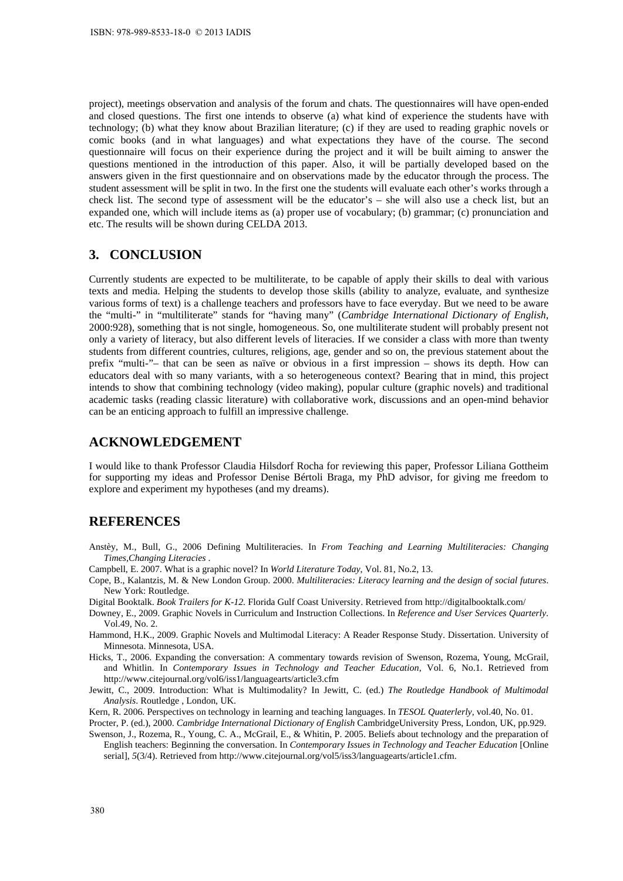project), meetings observation and analysis of the forum and chats. The questionnaires will have open-ended and closed questions. The first one intends to observe (a) what kind of experience the students have with technology; (b) what they know about Brazilian literature; (c) if they are used to reading graphic novels or comic books (and in what languages) and what expectations they have of the course. The second questionnaire will focus on their experience during the project and it will be built aiming to answer the questions mentioned in the introduction of this paper. Also, it will be partially developed based on the answers given in the first questionnaire and on observations made by the educator through the process. The student assessment will be split in two. In the first one the students will evaluate each other's works through a check list. The second type of assessment will be the educator's – she will also use a check list, but an expanded one, which will include items as (a) proper use of vocabulary; (b) grammar; (c) pronunciation and etc. The results will be shown during CELDA 2013.

## 3. CONCLUSION

Currently students are expected to be multiliterate, to be capable of apply their skills to deal with various texts and media. Helping the students to develop those skills (ability to analyze, evaluate, and synthesize various forms of text) is a challenge teachers and professors have to face everyday. But we need to be aware the "multi-" in "multiliterate" stands for "having many" (*Cambridge International Dictionary of English*, 2000:928), something that is not single, homogeneous. So, one multiliterate student will probably present not only a variety of literacy, but also different levels of literacies. If we consider a class with more than twenty students from different countries, cultures, religions, age, gender and so on, the previous statement about the prefix "multi-"– that can be seen as naïve or obvious in a first impression – shows its depth. How can educators deal with so many variants, with a so heterogeneous context? Bearing that in mind, this project intends to show that combining technology (video making), popular culture (graphic novels) and traditional academic tasks (reading classic literature) with collaborative work, discussions and an open-mind behavior can be an enticing approach to fulfill an impressive challenge.

## ACKNOWLEDGEMENT

I would like to thank Professor Claudia Hilsdorf Rocha for reviewing this paper, Professor Liliana Gottheim for supporting my ideas and Professor Denise Bértoli Braga, my PhD advisor, for giving me freedom to explore and experiment my hypotheses (and my dreams).

## REFERENCES

Anstèy, M., Bull, G., 2006 Defining Multiliteracies. In *From Teaching and Learning Multiliteracies: Changing Times,Changing Literacies* .

Campbell, E. 2007. What is a graphic novel? In *World Literature Today*, Vol. 81, No.2, 13.

Cope, B., Kalantzis, M. & New London Group. 2000. *Multiliteracies: Literacy learning and the design of social futures*. New York: Routledge.

Digital Booktalk. *Book Trailers for K-12.* Florida Gulf Coast University. Retrieved from http://digitalbooktalk.com/

Downey, E., 2009. Graphic Novels in Curriculum and Instruction Collections. In *Reference and User Services Quarterly*. Vol.49, No. 2.

Hammond, H.K., 2009. Graphic Novels and Multimodal Literacy: A Reader Response Study. Dissertation. University of Minnesota. Minnesota, USA.

Hicks, T., 2006. Expanding the conversation: A commentary towards revision of Swenson, Rozema, Young, McGrail, and Whitlin. In *Contemporary Issues in Technology and Teacher Education*, Vol. 6, No.1. Retrieved from http://www.citejournal.org/vol6/iss1/languagearts/article3.cfm

Jewitt, C., 2009. Introduction: What is Multimodality? In Jewitt, C. (ed.) *The Routledge Handbook of Multimodal Analysis*. Routledge , London, UK.

Kern, R. 2006. Perspectives on technology in learning and teaching languages. In *TESOL Quaterlerly*, vol.40, No. 01.

Procter, P. (ed.), 2000. *Cambridge International Dictionary of English* CambridgeUniversity Press, London, UK, pp.929.

Swenson, J., Rozema, R., Young, C. A., McGrail, E., & Whitin, P. 2005. Beliefs about technology and the preparation of English teachers: Beginning the conversation. In *Contemporary Issues in Technology and Teacher Education* [Online serial], *5*(3/4). Retrieved from http://www.citejournal.org/vol5/iss3/languagearts/article1.cfm.